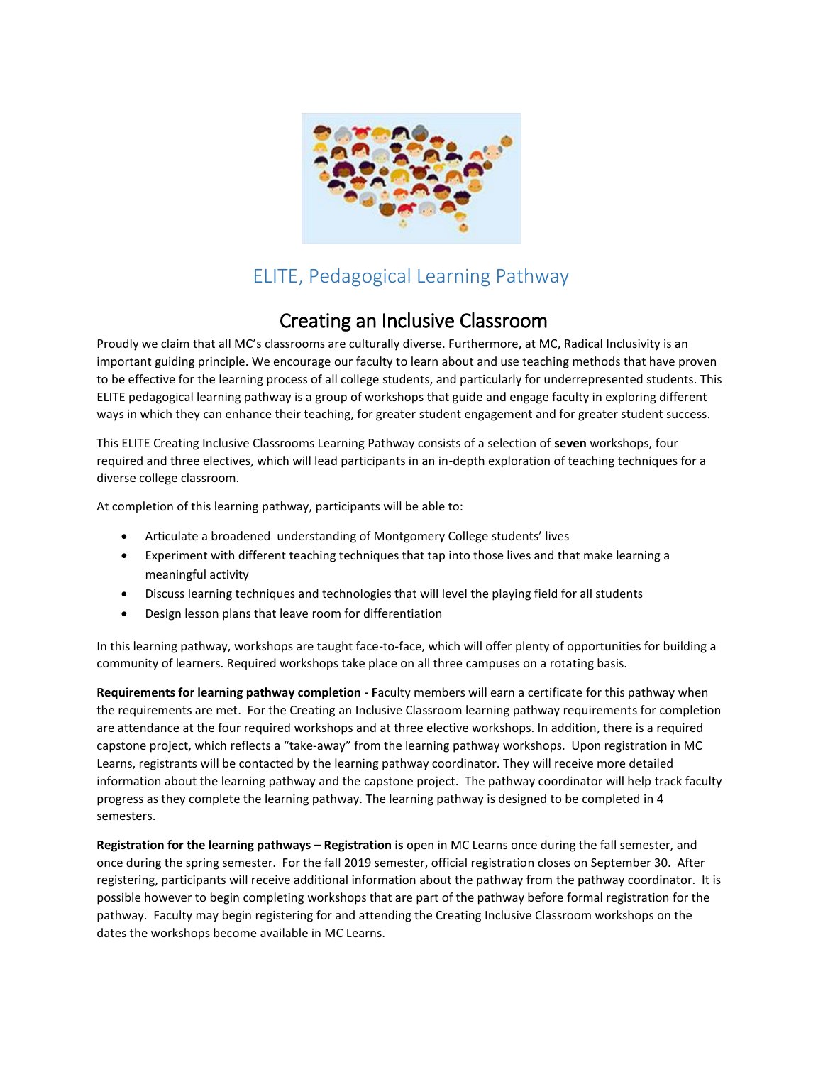## ELITE, Pedagogical Learning Pathway

# Creating an Inclusive Classroom

Proudly we claim that all MC's classrooms are culturally diverse. Furthermore, at MC, Radical Inclusivity is an important guiding principle. We encourage our faculty to learn about and use teaching methods that have proven to be effective for the learning process of all college students, and particularly for underrepresented students. This ELITE pedagogical learning pathway is a group of workshops that guide and engage faculty in exploring different ways in which they can enhance their teaching, for greater student engagement and for greater student success.

This ELITE Creating Inclusive Classrooms Learning Pathway consists of a selection of **seven** workshops, four required and three electives, which will lead participants in an in-depth exploration of teaching techniques for a diverse college classroom.

At completion of this learning pathway, participants will be able to:

- Articulate a broadened understanding of Montgomery College students' lives
- Experiment with different teaching techniques that tap into those lives and that make learning a meaningful activity
- Discuss learning techniques and technologies that will level the playing field for all students
- Design lesson plans that leave room for differentiation

In this learning pathway, workshops are taught face-to-face, which will offer plenty of opportunities for building a community of learners. Required workshops take place on all three campuses on a rotating basis.

**Requirements for learning pathway completion - F**aculty members will earn a certificate for this pathway when the requirements are met. For the Creating an Inclusive Classroom learning pathway requirements for completion are attendance at the four required workshops and at three elective workshops. In addition, there is a required capstone project, which reflects a "take-away" from the learning pathway workshops. Upon registration in MC Learns, registrants will be contacted by the learning pathway coordinator. They will receive more detailed information about the learning pathway and the capstone project. The pathway coordinator will help track faculty progress as they complete the learning pathway. The learning pathway is designed to be completed in 4 semesters.

**Registration for the learning pathways – Registration is** open in MC Learns once during the fall semester, and once during the spring semester. For the fall 2019 semester, official registration closes on September 30. After registering, participants will receive additional information about the pathway from the pathway coordinator. It is possible however to begin completing workshops that are part of the pathway before formal registration for the pathway. Faculty may begin registering for and attending the Creating Inclusive Classroom workshops on the dates the workshops become available in MC Learns.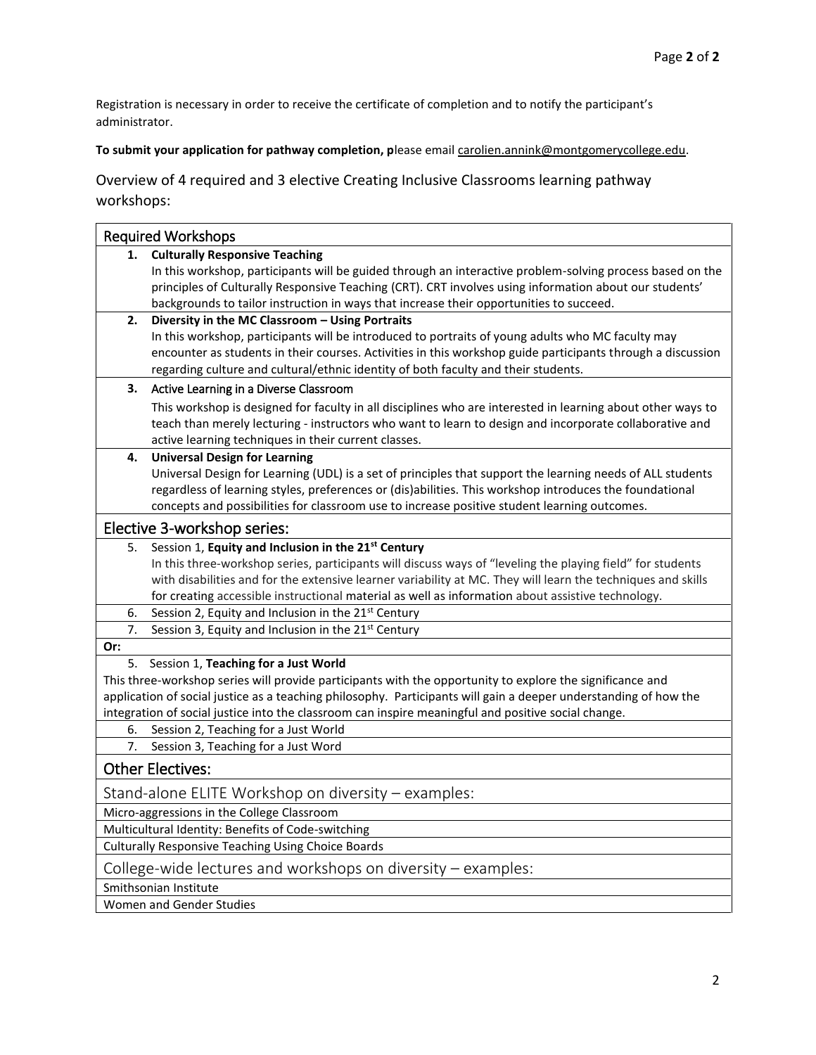Registration is necessary in order to receive the certificate of completion and to notify the participant's administrator.

**To submit your application for pathway completion, p**lease email carolien.annink@montgomerycollege.edu.

Overview of 4 required and 3 elective Creating Inclusive Classrooms learning pathway workshops:

| | |
|---|---|
| **Required Workshops** | |
| **1.** | **Culturally Responsive Teaching**<br>In this workshop, participants will be guided through an interactive problem-solving process based on the principles of Culturally Responsive Teaching (CRT). CRT involves using information about our students' backgrounds to tailor instruction in ways that increase their opportunities to succeed. |
| **2.** | **Diversity in the MC Classroom – Using Portraits**<br>In this workshop, participants will be introduced to portraits of young adults who MC faculty may encounter as students in their courses. Activities in this workshop guide participants through a discussion regarding culture and cultural/ethnic identity of both faculty and their students. |
| **3.** | Active Learning in a Diverse Classroom<br>This workshop is designed for faculty in all disciplines who are interested in learning about other ways to teach than merely lecturing - instructors who want to learn to design and incorporate collaborative and active learning techniques in their current classes. |
| **4.** | **Universal Design for Learning**<br>Universal Design for Learning (UDL) is a set of principles that support the learning needs of ALL students regardless of learning styles, preferences or (dis)abilities. This workshop introduces the foundational concepts and possibilities for classroom use to increase positive student learning outcomes. |
| **Elective 3-workshop series:** | |
| 5. | Session 1, **Equity and Inclusion in the 21st Century**<br>In this three-workshop series, participants will discuss ways of "leveling the playing field" for students with disabilities and for the extensive learner variability at MC. They will learn the techniques and skills for creating accessible instructional material as well as information about assistive technology. |
| 6. | Session 2, Equity and Inclusion in the 21st Century |
| 7. | Session 3, Equity and Inclusion in the 21st Century |
| **Or:** | |
| 5. | Session 1, **Teaching for a Just World**<br>This three-workshop series will provide participants with the opportunity to explore the significance and application of social justice as a teaching philosophy. Participants will gain a deeper understanding of how the integration of social justice into the classroom can inspire meaningful and positive social change. |
| 6. | Session 2, Teaching for a Just World |
| 7. | Session 3, Teaching for a Just Word |
| **Other Electives:** | |
| Stand-alone ELITE Workshop on diversity – examples: | |
| Micro-aggressions in the College Classroom | |
| Multicultural Identity: Benefits of Code-switching | |
| Culturally Responsive Teaching Using Choice Boards | |
| College-wide lectures and workshops on diversity – examples: | |
| Smithsonian Institute | |
| Women and Gender Studies | |